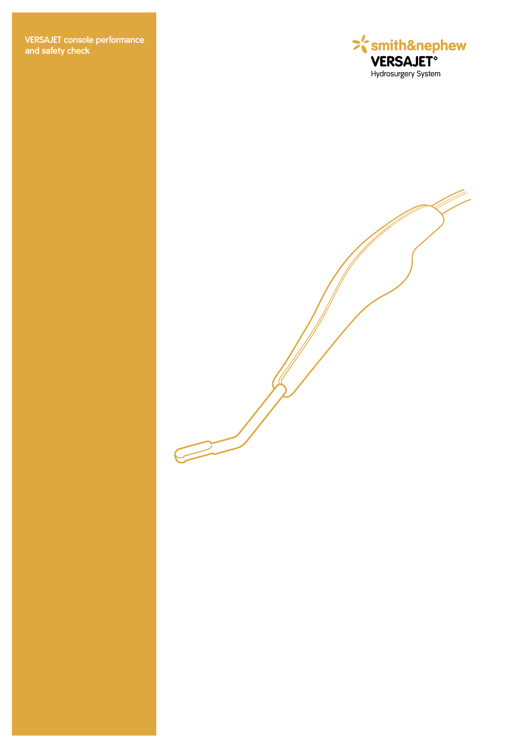# VERSAJET console performance and safety check

smith&nephew

**VERSAJET◊**

Hydrosurgery System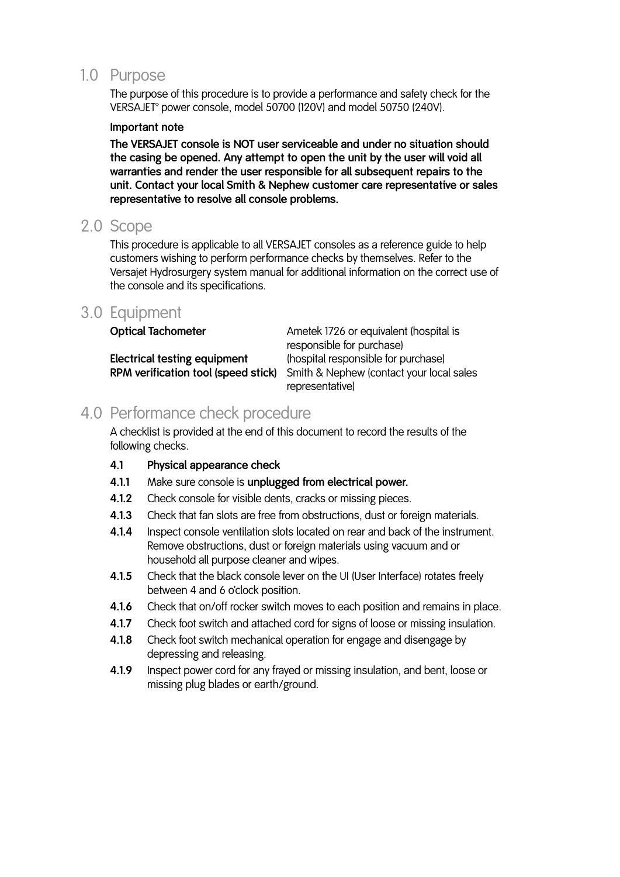## 1.0 Purpose

The purpose of this procedure is to provide a performance and safety check for the VERSAJET° power console, model 50700 (120V) and model 50750 (240V).

**Important note**

**The VERSAJET console is NOT user serviceable and under no situation should the casing be opened. Any attempt to open the unit by the user will void all warranties and render the user responsible for all subsequent repairs to the unit. Contact your local Smith & Nephew customer care representative or sales representative to resolve all console problems.**

## 2.0 Scope

This procedure is applicable to all VERSAJET consoles as a reference guide to help customers wishing to perform performance checks by themselves. Refer to the Versajet Hydrosurgery system manual for additional information on the correct use of the console and its specifications.

## 3.0 Equipment

| | |
|---|---|
| **Optical Tachometer** | Ametek 1726 or equivalent (hospital is responsible for purchase) |
| **Electrical testing equipment** | (hospital responsible for purchase) |
| **RPM verification tool (speed stick)** | Smith & Nephew (contact your local sales representative) |

## 4.0 Performance check procedure

A checklist is provided at the end of this document to record the results of the following checks.

**4.1 Physical appearance check**

**4.1.1** Make sure console is **unplugged from electrical power.**

**4.1.2** Check console for visible dents, cracks or missing pieces.

**4.1.3** Check that fan slots are free from obstructions, dust or foreign materials.

**4.1.4** Inspect console ventilation slots located on rear and back of the instrument. Remove obstructions, dust or foreign materials using vacuum and or household all purpose cleaner and wipes.

**4.1.5** Check that the black console lever on the UI (User Interface) rotates freely between 4 and 6 o'clock position.

**4.1.6** Check that on/off rocker switch moves to each position and remains in place.

**4.1.7** Check foot switch and attached cord for signs of loose or missing insulation.

**4.1.8** Check foot switch mechanical operation for engage and disengage by depressing and releasing.

**4.1.9** Inspect power cord for any frayed or missing insulation, and bent, loose or missing plug blades or earth/ground.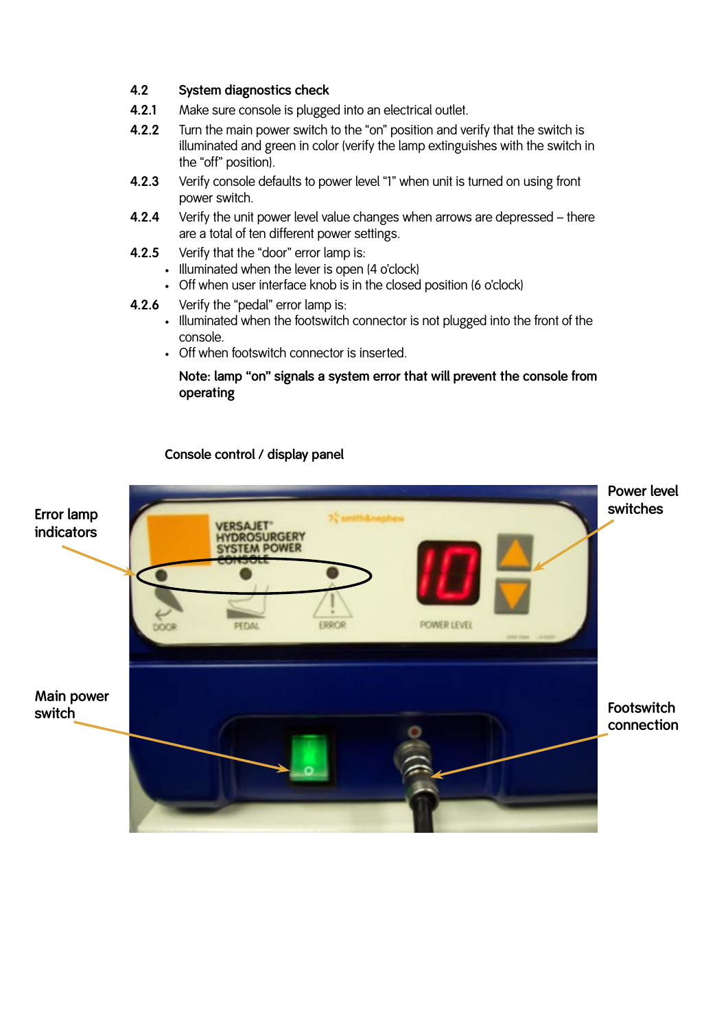**4.2 System diagnostics check**

**4.2.1** Make sure console is plugged into an electrical outlet.

**4.2.2** Turn the main power switch to the "on" position and verify that the switch is illuminated and green in color (verify the lamp extinguishes with the switch in the "off" position).

**4.2.3** Verify console defaults to power level "1" when unit is turned on using front power switch.

**4.2.4** Verify the unit power level value changes when arrows are depressed – there are a total of ten different power settings.

**4.2.5** Verify that the "door" error lamp is:

- Illuminated when the lever is open (4 o'clock)
- Off when user interface knob is in the closed position (6 o'clock)

**4.2.6** Verify the "pedal" error lamp is:

- Illuminated when the footswitch connector is not plugged into the front of the console.
- Off when footswitch connector is inserted.

**Note: lamp "on" signals a system error that will prevent the console from operating**

**Console control / display panel**

Error lamp indicators

Power level switches

Main power switch

Footswitch connection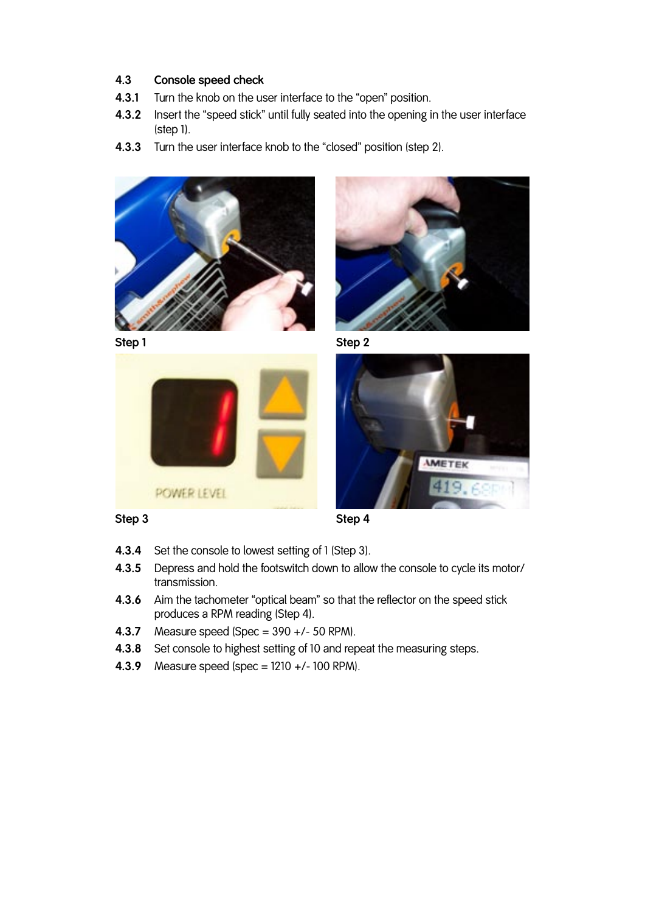### 4.3 Console speed check

**4.3.1** Turn the knob on the user interface to the "open" position.

**4.3.2** Insert the "speed stick" until fully seated into the opening in the user interface (step 1).

**4.3.3** Turn the user interface knob to the "closed" position (step 2).

Step 1

Step 2

Step 3

Step 4

**4.3.4** Set the console to lowest setting of 1 (Step 3).

**4.3.5** Depress and hold the footswitch down to allow the console to cycle its motor/ transmission.

**4.3.6** Aim the tachometer "optical beam" so that the reflector on the speed stick produces a RPM reading (Step 4).

**4.3.7** Measure speed (Spec = 390 +/- 50 RPM).

**4.3.8** Set console to highest setting of 10 and repeat the measuring steps.

**4.3.9** Measure speed (spec = 1210 +/- 100 RPM).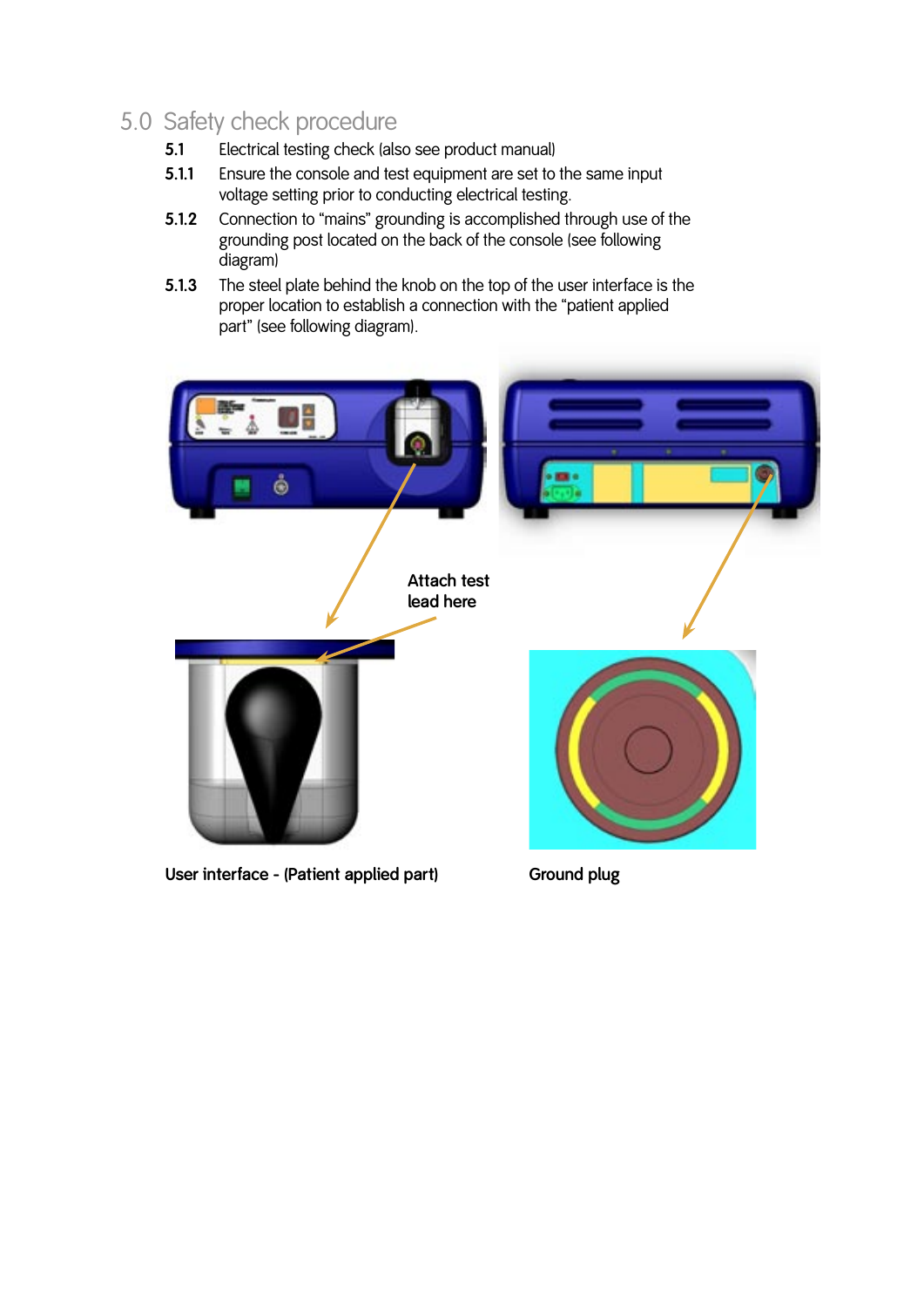## 5.0 Safety check procedure

**5.1** Electrical testing check (also see product manual)

**5.1.1** Ensure the console and test equipment are set to the same input voltage setting prior to conducting electrical testing.

**5.1.2** Connection to "mains" grounding is accomplished through use of the grounding post located on the back of the console (see following diagram)

**5.1.3** The steel plate behind the knob on the top of the user interface is the proper location to establish a connection with the "patient applied part" (see following diagram).

**Attach test lead here**

**User interface - (Patient applied part)**

**Ground plug**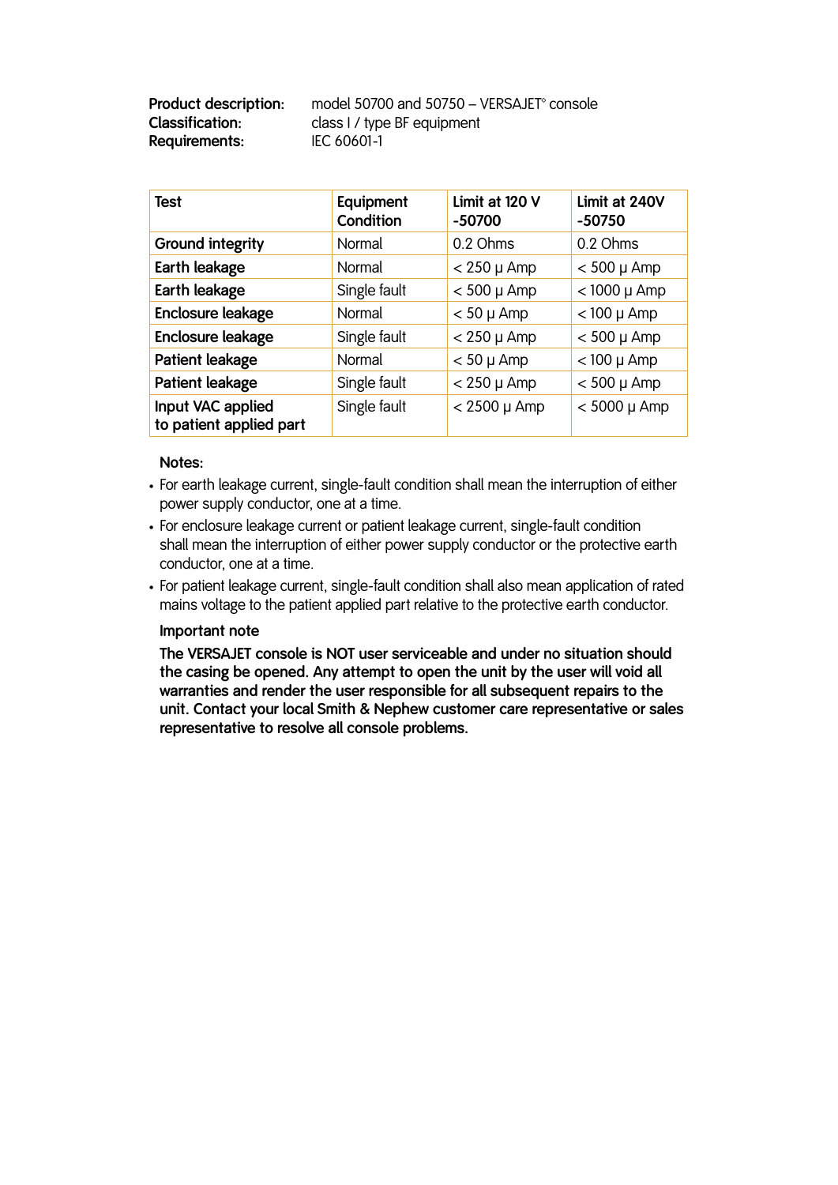**Product description:** model 50700 and 50750 – VERSAJET° console
**Classification:** class I / type BF equipment
**Requirements:** IEC 60601-1

| Test | Equipment Condition | Limit at 120 V -50700 | Limit at 240V -50750 |
|---|---|---|---|
| **Ground integrity** | Normal | 0.2 Ohms | 0.2 Ohms |
| **Earth leakage** | Normal | < 250 µ Amp | < 500 µ Amp |
| **Earth leakage** | Single fault | < 500 µ Amp | < 1000 µ Amp |
| **Enclosure leakage** | Normal | < 50 µ Amp | < 100 µ Amp |
| **Enclosure leakage** | Single fault | < 250 µ Amp | < 500 µ Amp |
| **Patient leakage** | Normal | < 50 µ Amp | < 100 µ Amp |
| **Patient leakage** | Single fault | < 250 µ Amp | < 500 µ Amp |
| **Input VAC applied to patient applied part** | Single fault | < 2500 µ Amp | < 5000 µ Amp |

**Notes:**

- For earth leakage current, single-fault condition shall mean the interruption of either power supply conductor, one at a time.
- For enclosure leakage current or patient leakage current, single-fault condition shall mean the interruption of either power supply conductor or the protective earth conductor, one at a time.
- For patient leakage current, single-fault condition shall also mean application of rated mains voltage to the patient applied part relative to the protective earth conductor.

**Important note**

**The VERSAJET console is NOT user serviceable and under no situation should the casing be opened. Any attempt to open the unit by the user will void all warranties and render the user responsible for all subsequent repairs to the unit. Contact your local Smith & Nephew customer care representative or sales representative to resolve all console problems.**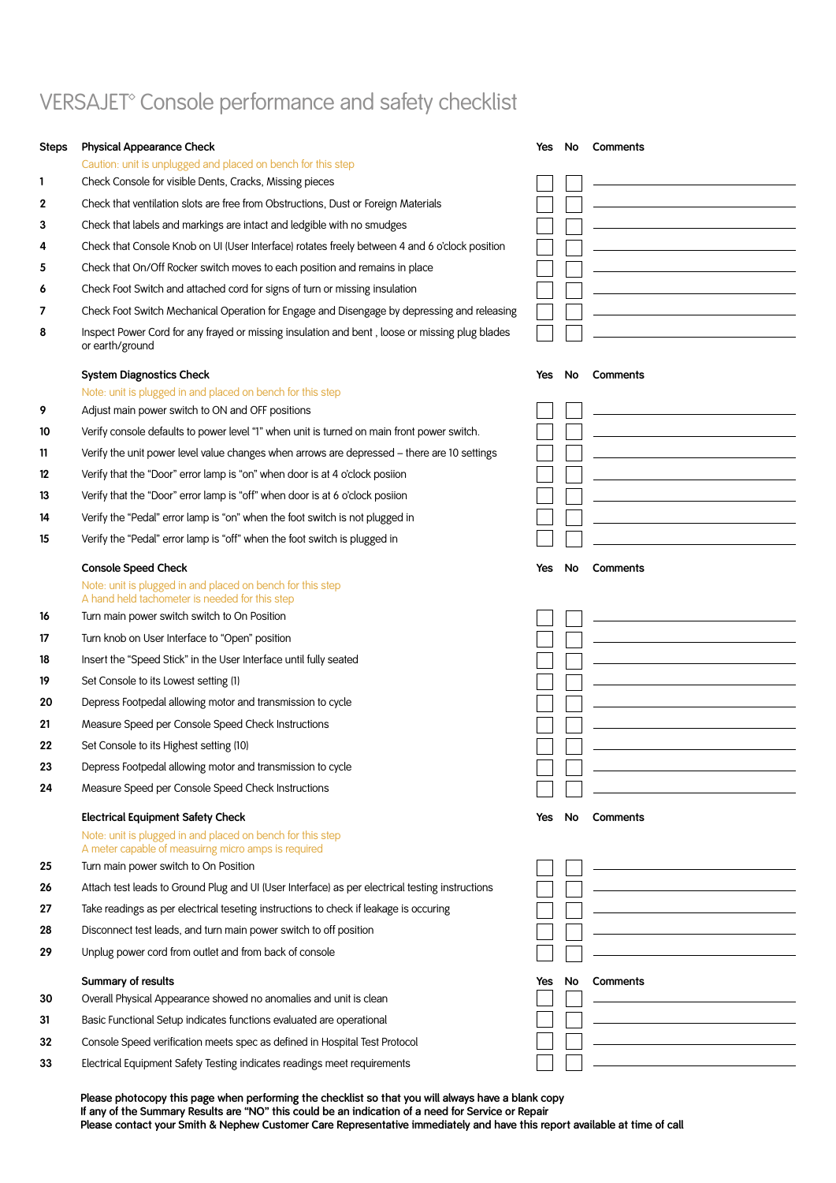# VERSAJET◊ Console performance and safety checklist

| Steps | Physical Appearance Check | Yes | No | Comments |
|---|---|---|---|---|
| | Caution: unit is unplugged and placed on bench for this step | | | |
| 1 | Check Console for visible Dents, Cracks, Missing pieces | ☐ | ☐ | |
| 2 | Check that ventilation slots are free from Obstructions, Dust or Foreign Materials | ☐ | ☐ | |
| 3 | Check that labels and markings are intact and ledgible with no smudges | ☐ | ☐ | |
| 4 | Check that Console Knob on UI (User Interface) rotates freely between 4 and 6 o'clock position | ☐ | ☐ | |
| 5 | Check that On/Off Rocker switch moves to each position and remains in place | ☐ | ☐ | |
| 6 | Check Foot Switch and attached cord for signs of turn or missing insulation | ☐ | ☐ | |
| 7 | Check Foot Switch Mechanical Operation for Engage and Disengage by depressing and releasing | ☐ | ☐ | |
| 8 | Inspect Power Cord for any frayed or missing insulation and bent , loose or missing plug blades or earth/ground | ☐ | ☐ | |

| Steps | System Diagnostics Check | Yes | No | Comments |
|---|---|---|---|---|
| | Note: unit is plugged in and placed on bench for this step | | | |
| 9 | Adjust main power switch to ON and OFF positions | ☐ | ☐ | |
| 10 | Verify console defaults to power level "1" when unit is turned on main front power switch. | ☐ | ☐ | |
| 11 | Verify the unit power level value changes when arrows are depressed – there are 10 settings | ☐ | ☐ | |
| 12 | Verify that the "Door" error lamp is "on" when door is at 4 o'clock posiion | ☐ | ☐ | |
| 13 | Verify that the "Door" error lamp is "off" when door is at 6 o'clock posiion | ☐ | ☐ | |
| 14 | Verify the "Pedal" error lamp is "on" when the foot switch is not plugged in | ☐ | ☐ | |
| 15 | Verify the "Pedal" error lamp is "off" when the foot switch is plugged in | ☐ | ☐ | |

| Steps | Console Speed Check | Yes | No | Comments |
|---|---|---|---|---|
| | Note: unit is plugged in and placed on bench for this step<br>A hand held tachometer is needed for this step | | | |
| 16 | Turn main power switch switch to On Position | ☐ | ☐ | |
| 17 | Turn knob on User Interface to "Open" position | ☐ | ☐ | |
| 18 | Insert the "Speed Stick" in the User Interface until fully seated | ☐ | ☐ | |
| 19 | Set Console to its Lowest setting (1) | ☐ | ☐ | |
| 20 | Depress Footpedal allowing motor and transmission to cycle | ☐ | ☐ | |
| 21 | Measure Speed per Console Speed Check Instructions | ☐ | ☐ | |
| 22 | Set Console to its Highest setting (10) | ☐ | ☐ | |
| 23 | Depress Footpedal allowing motor and transmission to cycle | ☐ | ☐ | |
| 24 | Measure Speed per Console Speed Check Instructions | ☐ | ☐ | |

| Steps | Electrical Equipment Safety Check | Yes | No | Comments |
|---|---|---|---|---|
| | Note: unit is plugged in and placed on bench for this step<br>A meter capable of measuirng micro amps is required | | | |
| 25 | Turn main power switch to On Position | ☐ | ☐ | |
| 26 | Attach test leads to Ground Plug and UI (User Interface) as per electrical testing instructions | ☐ | ☐ | |
| 27 | Take readings as per electrical teseting instructions to check if leakage is occuring | ☐ | ☐ | |
| 28 | Disconnect test leads, and turn main power switch to off position | ☐ | ☐ | |
| 29 | Unplug power cord from outlet and from back of console | ☐ | ☐ | |

| Steps | Summary of results | Yes | No | Comments |
|---|---|---|---|---|
| 30 | Overall Physical Appearance showed no anomalies and unit is clean | ☐ | ☐ | |
| 31 | Basic Functional Setup indicates functions evaluated are operational | ☐ | ☐ | |
| 32 | Console Speed verification meets spec as defined in Hospital Test Protocol | ☐ | ☐ | |
| 33 | Electrical Equipment Safety Testing indicates readings meet requirements | ☐ | ☐ | |

**Please photocopy this page when performing the checklist so that you will always have a blank copy**
**If any of the Summary Results are "NO" this could be an indication of a need for Service or Repair**
**Please contact your Smith & Nephew Customer Care Representative immediately and have this report available at time of call**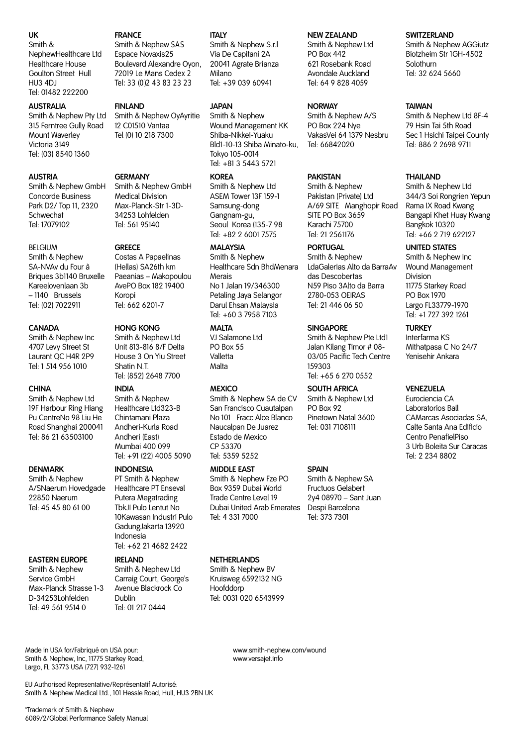**UK**
Smith & NephewHealthcare Ltd
Healthcare House
Goulton Street Hull
HU3 4DJ
Tel: 01482 222200

**AUSTRALIA**
Smith & Nephew Pty Ltd
315 Ferntree Gully Road
Mount Waverley
Victoria 3149
Tel: (03) 8540 1360

**AUSTRIA**
Smith & Nephew GmbH
Concorde Business Park D2/ Top 11, 2320
Schwechat
Tel: 17079102

BELGIUM
Smith & Nephew SA-NVAv du Four à Briques 3b1140 Bruxelle
Kareelovenlaan 3b – 1140 Brussels
Tel: (02) 7022911

**CANADA**
Smith & Nephew Inc
4707 Levy Street St Laurant QC H4R 2P9
Tel: 1 514 956 1010

**CHINA**
Smith & Nephew Ltd
19F Harbour Ring Hiang Pu CentreNo 98 Liu He Road Shanghai 200041
Tel: 86 21 63503100

**DENMARK**
Smith & Nephew A/SNaerum Hovedgade 22850 Naerum
Tel: 45 45 80 61 00

**EASTERN EUROPE**
Smith & Nephew Service GmbH
Max-Planck Strasse 1-3
D-34253Lohfelden
Tel: 49 561 9514 0

**FRANCE**
Smith & Nephew SAS
Espace Novaxis25 Boulevard Alexandre Oyon, 72019 Le Mans Cedex 2
Tel: 33 (0)2 43 83 23 23

**FINLAND**
Smith & Nephew OyAyritie 12 C01510 Vantaa
Tel (0) 10 218 7300

**GERMANY**
Smith & Nephew GmbH
Medical Division
Max-Planck-Str 1-3D-34253 Lohfelden
Tel: 561 95140

**GREECE**
Costas A Papaelinas (Hellas) SA26th km Paeanias – Makopoulou AvePO Box 182 19400 Koropi
Tel: 662 6201-7

**HONG KONG**
Smith & Nephew Ltd
Unit 813-816 8/F Delta House 3 On Yiu Street Shatin N.T.
Tel: (852) 2648 7700

**INDIA**
Smith & Nephew Healthcare Ltd323-B Chintamani Plaza Andheri-Kurla Road Andheri (East) Mumbai 400 099
Tel: +91 (22) 4005 5090

**INDONESIA**
PT Smith & Nephew Healthcare PT Enseval Putera Megatrading TbkJl Pulo Lentut No 10Kawasan Industri Pulo GadungJakarta 13920
Indonesia
Tel: +62 21 4682 2422

**IRELAND**
Smith & Nephew Ltd
Carraig Court, George's Avenue Blackrock Co Dublin
Tel: 01 217 0444

**ITALY**
Smith & Nephew S.r.l
Via De Capitani 2A
20041 Agrate Brianza
Milano
Tel: +39 039 60941

**JAPAN**
Smith & Nephew Wound Management KK
Shiba-Nikkei-Yuaku Bld1-10-13 Shiba Minato-ku, Tokyo 105-0014
Tel: +81 3 5443 5721

**KOREA**
Smith & Nephew Ltd
ASEM Tower 13F 159-1 Samsung-dong Gangnam-gu, Seoul Korea (135-7 98
Tel: +82 2 6001 7575

**MALAYSIA**
Smith & Nephew Healthcare Sdn BhdMenara Merais
No 1 Jalan 19/346300 Petaling Jaya Selangor Darul Ehsan Malaysia
Tel: +60 3 7958 7103

**MALTA**
VJ Salamone Ltd
PO Box 55
Valletta
Malta

**MEXICO**
Smith & Nephew SA de CV
San Francisco Cuautalpan No 101 Fracc Alce Blanco Naucalpan De Juarez Estado de Mexico
CP 53370
Tel: 5359 5252

**MIDDLE EAST**
Smith & Nephew Fze PO Box 9359 Dubai World Trade Centre Level 19 Dubai United Arab Emerates
Tel: 4 331 7000

**NETHERLANDS**
Smith & Nephew BV
Kruisweg 6592132 NG Hoofddorp
Tel: 0031 020 6543999

**NEW ZEALAND**
Smith & Nephew Ltd
PO Box 442
621 Rosebank Road
Avondale Auckland
Tel: 64 9 828 4059

**NORWAY**
Smith & Nephew A/S
PO Box 224 Nye VakasVei 64 1379 Nesbru
Tel: 66842020

**PAKISTAN**
Smith & Nephew Pakistan (Private) Ltd
A/69 SITE Manghopir Road SITE PO Box 3659
Karachi 75700
Tel: 21 2561176

**PORTUGAL**
Smith & Nephew LdaGalerias Alto da BarraAv das Descobertas N59 Piso 3Alto da Barra 2780-053 OEIRAS
Tel: 21 446 06 50

**SINGAPORE**
Smith & Nephew Pte Ltd1 Jalan Kilang Timor # 08-03/05 Pacific Tech Centre 159303
Tel: +65 6 270 0552

**SOUTH AFRICA**
Smith & Nephew Ltd
PO Box 92
Pinetown Natal 3600
Tel: 031 7108111

**SPAIN**
Smith & Nephew SA
Fructuos Gelabert 2y4 08970 – Sant Juan Despi Barcelona
Tel: 373 7301

**SWITZERLAND**
Smith & Nephew AGGiutz Biotzheim Str 1GH-4502 Solothurn
Tel: 32 624 5660

**TAIWAN**
Smith & Nephew Ltd 8F-4 79 Hsin Tai 5th Road Sec 1 Hsichi Taipei County
Tel: 886 2 2698 9711

**THAILAND**
Smith & Nephew Ltd
344/3 Soi Rongrien Yepun Rama IX Road Kwang Bangapi Khet Huay Kwang Bangkok 10320
Tel: +66 2 719 622127

**UNITED STATES**
Smith & Nephew Inc
Wound Management Division
11775 Starkey Road
PO Box 1970
Largo FL33779-1970
Tel: +1 727 392 1261

**TURKEY**
Interfarma KS
Mithatpasa C No 24/7
Yenisehir Ankara

**VENEZUELA**
Eurociencia CA
Laboratorios Ball CAMarcas Asociadas SA, Calte Santa Ana Edificio Centro PenafielPiso 3 Urb Boleita Sur Caracas
Tel: 2 234 8802

Made in USA for/Fabriqué on USA pour:
Smith & Nephew, Inc, 11775 Starkey Road, Largo, FL 33773 USA (727) 932-1261

www.smith-nephew.com/wound
www.versajet.info

EU Authorised Representative/Représentatif Autorisé:
Smith & Nephew Medical Ltd., 101 Hessle Road, Hull, HU3 2BN UK

°Trademark of Smith & Nephew
6089/2/Global Performance Safety Manual